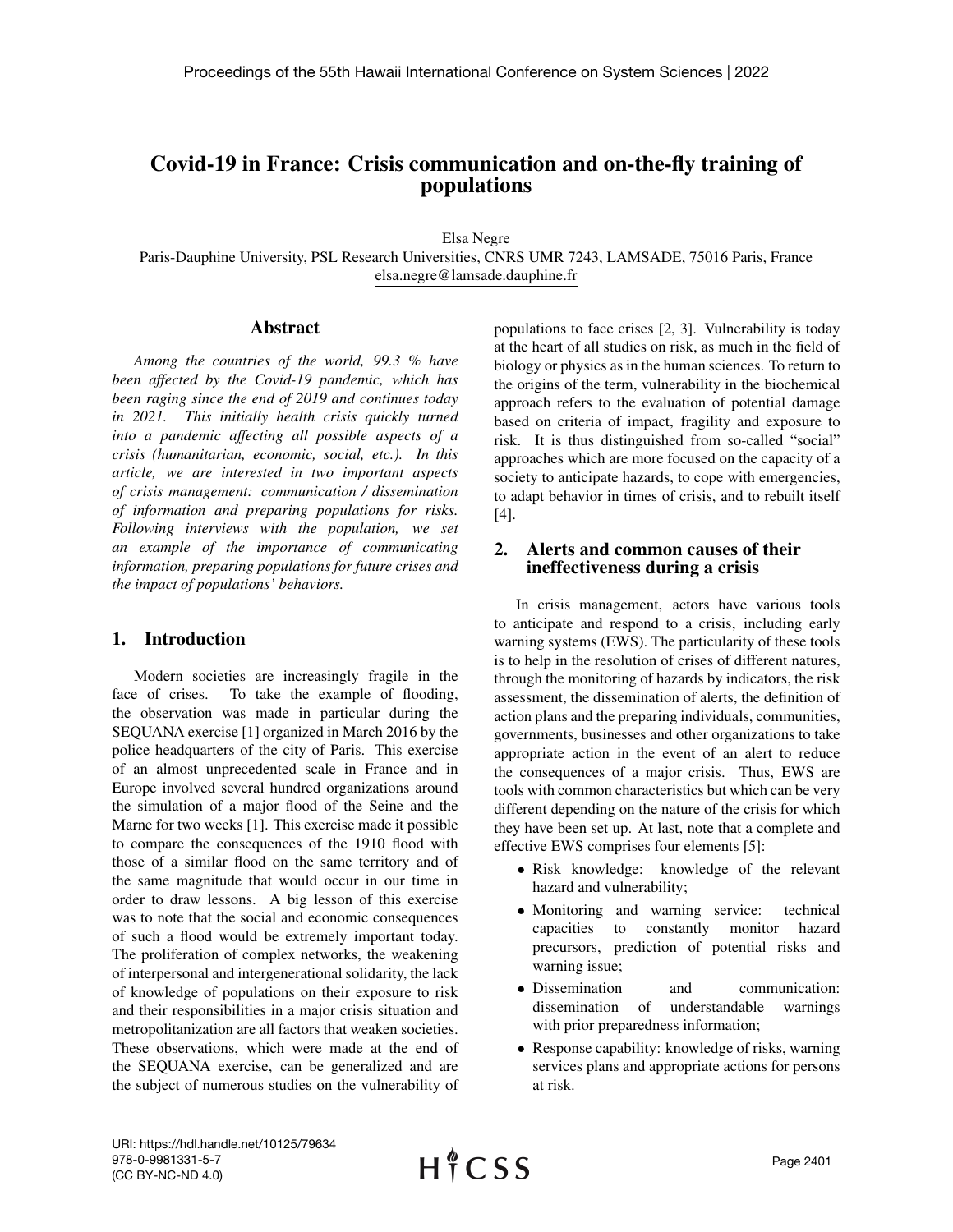# Covid-19 in France: Crisis communication and on-the-fly training of populations

Elsa Negre
Paris-Dauphine University, PSL Research Universities, CNRS UMR 7243, LAMSADE, 75016 Paris, France
elsa.negre@lamsade.dauphine.fr

## Abstract

*Among the countries of the world, 99.3 % have been affected by the Covid-19 pandemic, which has been raging since the end of 2019 and continues today in 2021. This initially health crisis quickly turned into a pandemic affecting all possible aspects of a crisis (humanitarian, economic, social, etc.). In this article, we are interested in two important aspects of crisis management: communication / dissemination of information and preparing populations for risks. Following interviews with the population, we set an example of the importance of communicating information, preparing populations for future crises and the impact of populations' behaviors.*

## 1. Introduction

Modern societies are increasingly fragile in the face of crises. To take the example of flooding, the observation was made in particular during the SEQUANA exercise [1] organized in March 2016 by the police headquarters of the city of Paris. This exercise of an almost unprecedented scale in France and in Europe involved several hundred organizations around the simulation of a major flood of the Seine and the Marne for two weeks [1]. This exercise made it possible to compare the consequences of the 1910 flood with those of a similar flood on the same territory and of the same magnitude that would occur in our time in order to draw lessons. A big lesson of this exercise was to note that the social and economic consequences of such a flood would be extremely important today. The proliferation of complex networks, the weakening of interpersonal and intergenerational solidarity, the lack of knowledge of populations on their exposure to risk and their responsibilities in a major crisis situation and metropolitanization are all factors that weaken societies. These observations, which were made at the end of the SEQUANA exercise, can be generalized and are the subject of numerous studies on the vulnerability of populations to face crises [2, 3]. Vulnerability is today at the heart of all studies on risk, as much in the field of biology or physics as in the human sciences. To return to the origins of the term, vulnerability in the biochemical approach refers to the evaluation of potential damage based on criteria of impact, fragility and exposure to risk. It is thus distinguished from so-called "social" approaches which are more focused on the capacity of a society to anticipate hazards, to cope with emergencies, to adapt behavior in times of crisis, and to rebuilt itself [4].

## 2. Alerts and common causes of their ineffectiveness during a crisis

In crisis management, actors have various tools to anticipate and respond to a crisis, including early warning systems (EWS). The particularity of these tools is to help in the resolution of crises of different natures, through the monitoring of hazards by indicators, the risk assessment, the dissemination of alerts, the definition of action plans and the preparing individuals, communities, governments, businesses and other organizations to take appropriate action in the event of an alert to reduce the consequences of a major crisis. Thus, EWS are tools with common characteristics but which can be very different depending on the nature of the crisis for which they have been set up. At last, note that a complete and effective EWS comprises four elements [5]:

- Risk knowledge: knowledge of the relevant hazard and vulnerability;
- Monitoring and warning service: technical capacities to constantly monitor hazard precursors, prediction of potential risks and warning issue;
- Dissemination and communication: dissemination of understandable warnings with prior preparedness information;
- Response capability: knowledge of risks, warning services plans and appropriate actions for persons at risk.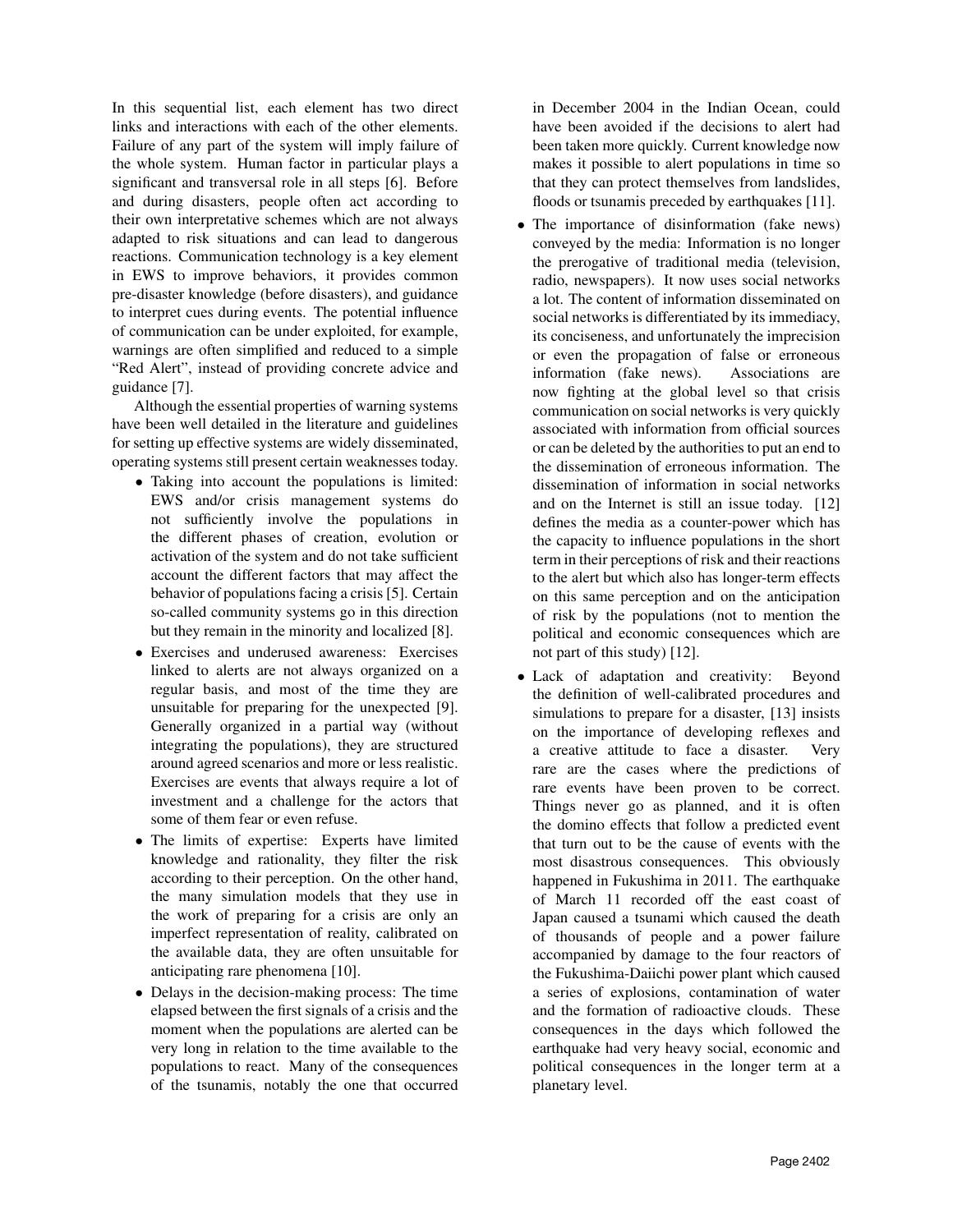In this sequential list, each element has two direct links and interactions with each of the other elements. Failure of any part of the system will imply failure of the whole system. Human factor in particular plays a significant and transversal role in all steps [6]. Before and during disasters, people often act according to their own interpretative schemes which are not always adapted to risk situations and can lead to dangerous reactions. Communication technology is a key element in EWS to improve behaviors, it provides common pre-disaster knowledge (before disasters), and guidance to interpret cues during events. The potential influence of communication can be under exploited, for example, warnings are often simplified and reduced to a simple "Red Alert", instead of providing concrete advice and guidance [7].

Although the essential properties of warning systems have been well detailed in the literature and guidelines for setting up effective systems are widely disseminated, operating systems still present certain weaknesses today.

- Taking into account the populations is limited: EWS and/or crisis management systems do not sufficiently involve the populations in the different phases of creation, evolution or activation of the system and do not take sufficient account the different factors that may affect the behavior of populations facing a crisis [5]. Certain so-called community systems go in this direction but they remain in the minority and localized [8].
- Exercises and underused awareness: Exercises linked to alerts are not always organized on a regular basis, and most of the time they are unsuitable for preparing for the unexpected [9]. Generally organized in a partial way (without integrating the populations), they are structured around agreed scenarios and more or less realistic. Exercises are events that always require a lot of investment and a challenge for the actors that some of them fear or even refuse.
- The limits of expertise: Experts have limited knowledge and rationality, they filter the risk according to their perception. On the other hand, the many simulation models that they use in the work of preparing for a crisis are only an imperfect representation of reality, calibrated on the available data, they are often unsuitable for anticipating rare phenomena [10].
- Delays in the decision-making process: The time elapsed between the first signals of a crisis and the moment when the populations are alerted can be very long in relation to the time available to the populations to react. Many of the consequences of the tsunamis, notably the one that occurred in December 2004 in the Indian Ocean, could have been avoided if the decisions to alert had been taken more quickly. Current knowledge now makes it possible to alert populations in time so that they can protect themselves from landslides, floods or tsunamis preceded by earthquakes [11].
- The importance of disinformation (fake news) conveyed by the media: Information is no longer the prerogative of traditional media (television, radio, newspapers). It now uses social networks a lot. The content of information disseminated on social networks is differentiated by its immediacy, its conciseness, and unfortunately the imprecision or even the propagation of false or erroneous information (fake news). Associations are now fighting at the global level so that crisis communication on social networks is very quickly associated with information from official sources or can be deleted by the authorities to put an end to the dissemination of erroneous information. The dissemination of information in social networks and on the Internet is still an issue today. [12] defines the media as a counter-power which has the capacity to influence populations in the short term in their perceptions of risk and their reactions to the alert but which also has longer-term effects on this same perception and on the anticipation of risk by the populations (not to mention the political and economic consequences which are not part of this study) [12].
- Lack of adaptation and creativity: Beyond the definition of well-calibrated procedures and simulations to prepare for a disaster, [13] insists on the importance of developing reflexes and a creative attitude to face a disaster. Very rare are the cases where the predictions of rare events have been proven to be correct. Things never go as planned, and it is often the domino effects that follow a predicted event that turn out to be the cause of events with the most disastrous consequences. This obviously happened in Fukushima in 2011. The earthquake of March 11 recorded off the east coast of Japan caused a tsunami which caused the death of thousands of people and a power failure accompanied by damage to the four reactors of the Fukushima-Daiichi power plant which caused a series of explosions, contamination of water and the formation of radioactive clouds. These consequences in the days which followed the earthquake had very heavy social, economic and political consequences in the longer term at a planetary level.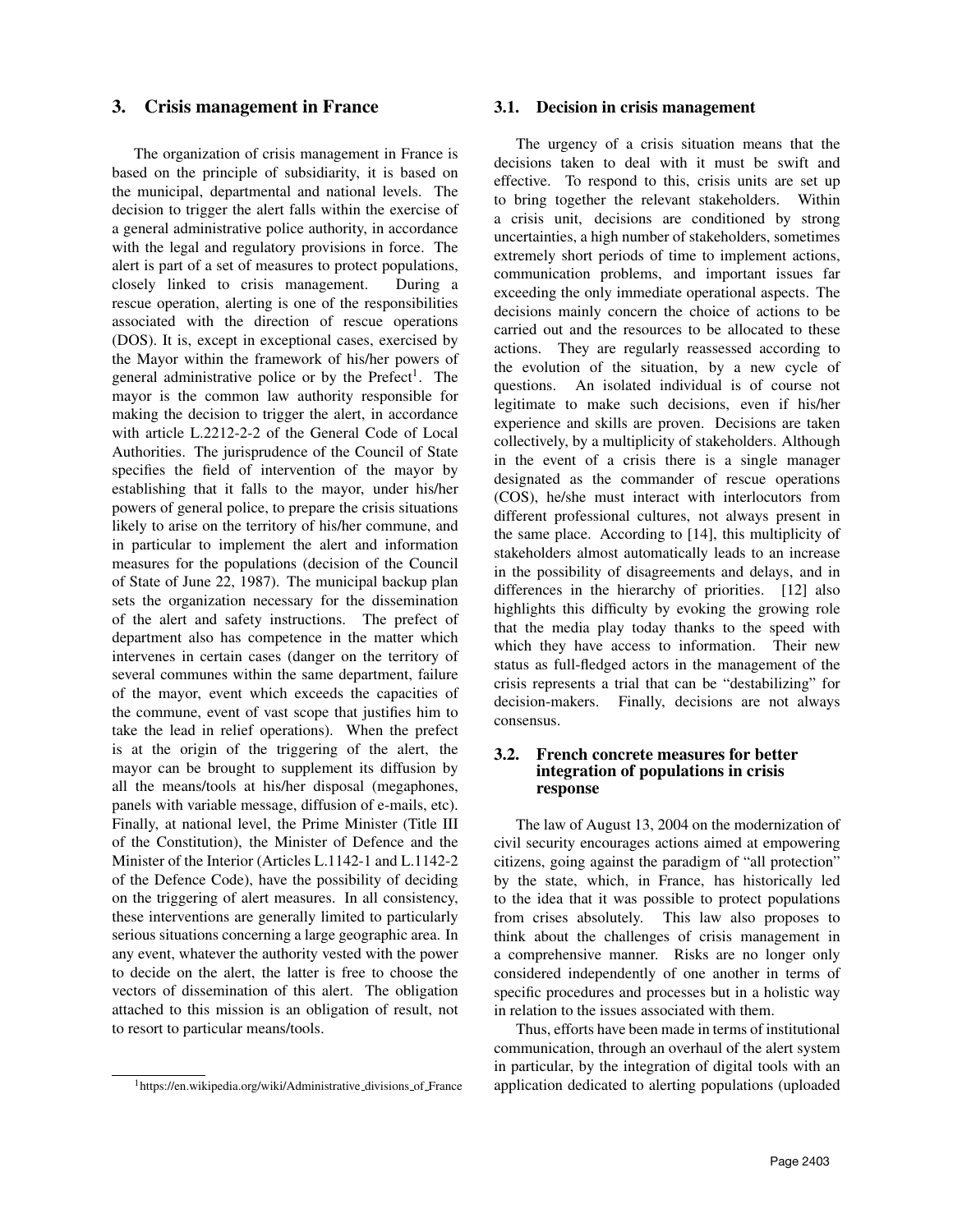## 3. Crisis management in France

The organization of crisis management in France is based on the principle of subsidiarity, it is based on the municipal, departmental and national levels. The decision to trigger the alert falls within the exercise of a general administrative police authority, in accordance with the legal and regulatory provisions in force. The alert is part of a set of measures to protect populations, closely linked to crisis management. During a rescue operation, alerting is one of the responsibilities associated with the direction of rescue operations (DOS). It is, except in exceptional cases, exercised by the Mayor within the framework of his/her powers of general administrative police or by the Prefect[1]. The mayor is the common law authority responsible for making the decision to trigger the alert, in accordance with article L.2212-2-2 of the General Code of Local Authorities. The jurisprudence of the Council of State specifies the field of intervention of the mayor by establishing that it falls to the mayor, under his/her powers of general police, to prepare the crisis situations likely to arise on the territory of his/her commune, and in particular to implement the alert and information measures for the populations (decision of the Council of State of June 22, 1987). The municipal backup plan sets the organization necessary for the dissemination of the alert and safety instructions. The prefect of department also has competence in the matter which intervenes in certain cases (danger on the territory of several communes within the same department, failure of the mayor, event which exceeds the capacities of the commune, event of vast scope that justifies him to take the lead in relief operations). When the prefect is at the origin of the triggering of the alert, the mayor can be brought to supplement its diffusion by all the means/tools at his/her disposal (megaphones, panels with variable message, diffusion of e-mails, etc). Finally, at national level, the Prime Minister (Title III of the Constitution), the Minister of Defence and the Minister of the Interior (Articles L.1142-1 and L.1142-2 of the Defence Code), have the possibility of deciding on the triggering of alert measures. In all consistency, these interventions are generally limited to particularly serious situations concerning a large geographic area. In any event, whatever the authority vested with the power to decide on the alert, the latter is free to choose the vectors of dissemination of this alert. The obligation attached to this mission is an obligation of result, not to resort to particular means/tools.

[1] https://en.wikipedia.org/wiki/Administrative_divisions_of_France

### 3.1. Decision in crisis management

The urgency of a crisis situation means that the decisions taken to deal with it must be swift and effective. To respond to this, crisis units are set up to bring together the relevant stakeholders. Within a crisis unit, decisions are conditioned by strong uncertainties, a high number of stakeholders, sometimes extremely short periods of time to implement actions, communication problems, and important issues far exceeding the only immediate operational aspects. The decisions mainly concern the choice of actions to be carried out and the resources to be allocated to these actions. They are regularly reassessed according to the evolution of the situation, by a new cycle of questions. An isolated individual is of course not legitimate to make such decisions, even if his/her experience and skills are proven. Decisions are taken collectively, by a multiplicity of stakeholders. Although in the event of a crisis there is a single manager designated as the commander of rescue operations (COS), he/she must interact with interlocutors from different professional cultures, not always present in the same place. According to [14], this multiplicity of stakeholders almost automatically leads to an increase in the possibility of disagreements and delays, and in differences in the hierarchy of priorities. [12] also highlights this difficulty by evoking the growing role that the media play today thanks to the speed with which they have access to information. Their new status as full-fledged actors in the management of the crisis represents a trial that can be "destabilizing" for decision-makers. Finally, decisions are not always consensus.

### 3.2. French concrete measures for better integration of populations in crisis response

The law of August 13, 2004 on the modernization of civil security encourages actions aimed at empowering citizens, going against the paradigm of "all protection" by the state, which, in France, has historically led to the idea that it was possible to protect populations from crises absolutely. This law also proposes to think about the challenges of crisis management in a comprehensive manner. Risks are no longer only considered independently of one another in terms of specific procedures and processes but in a holistic way in relation to the issues associated with them.

Thus, efforts have been made in terms of institutional communication, through an overhaul of the alert system in particular, by the integration of digital tools with an application dedicated to alerting populations (uploaded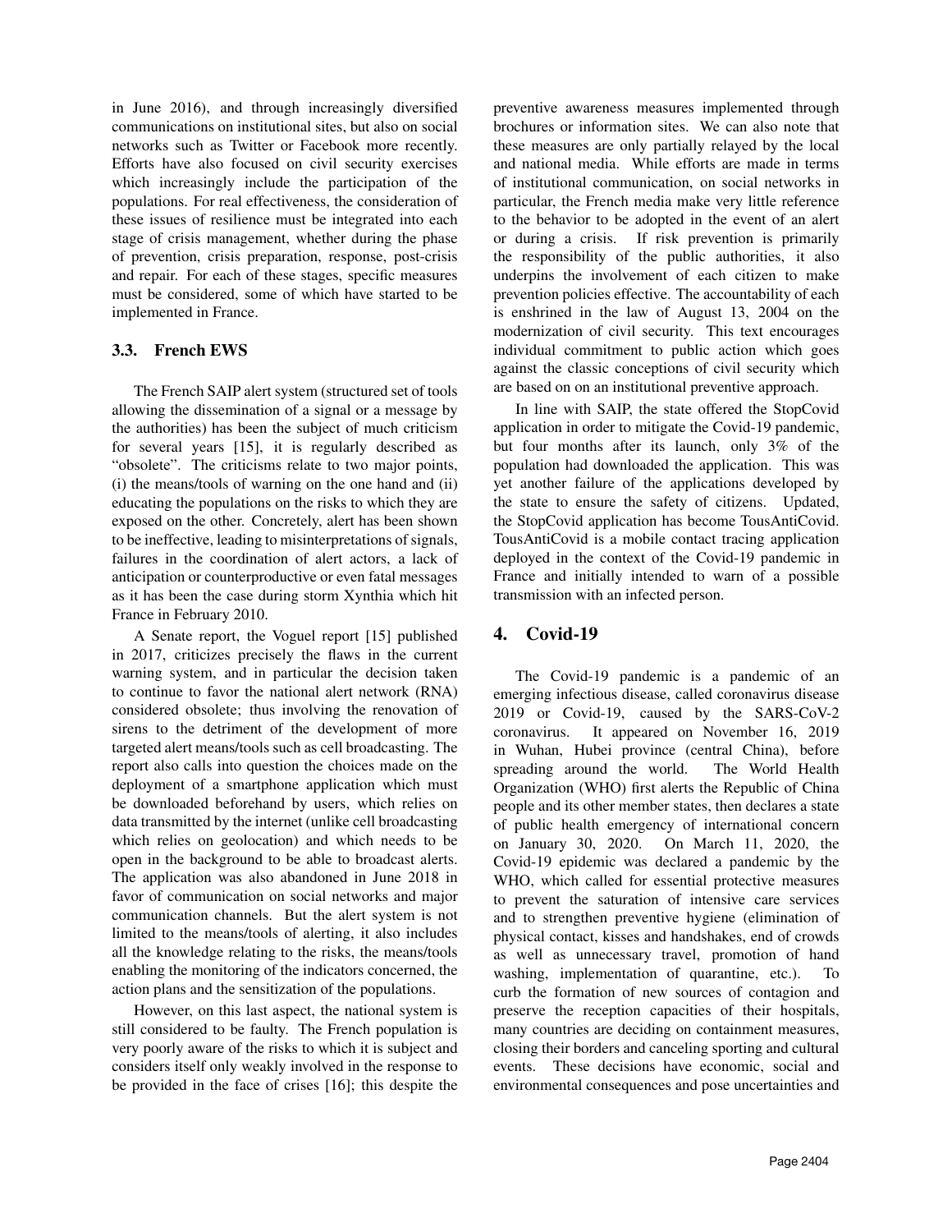in June 2016), and through increasingly diversified communications on institutional sites, but also on social networks such as Twitter or Facebook more recently. Efforts have also focused on civil security exercises which increasingly include the participation of the populations. For real effectiveness, the consideration of these issues of resilience must be integrated into each stage of crisis management, whether during the phase of prevention, crisis preparation, response, post-crisis and repair. For each of these stages, specific measures must be considered, some of which have started to be implemented in France.

### 3.3. French EWS

The French SAIP alert system (structured set of tools allowing the dissemination of a signal or a message by the authorities) has been the subject of much criticism for several years [15], it is regularly described as "obsolete". The criticisms relate to two major points, (i) the means/tools of warning on the one hand and (ii) educating the populations on the risks to which they are exposed on the other. Concretely, alert has been shown to be ineffective, leading to misinterpretations of signals, failures in the coordination of alert actors, a lack of anticipation or counterproductive or even fatal messages as it has been the case during storm Xynthia which hit France in February 2010.

A Senate report, the Voguel report [15] published in 2017, criticizes precisely the flaws in the current warning system, and in particular the decision taken to continue to favor the national alert network (RNA) considered obsolete; thus involving the renovation of sirens to the detriment of the development of more targeted alert means/tools such as cell broadcasting. The report also calls into question the choices made on the deployment of a smartphone application which must be downloaded beforehand by users, which relies on data transmitted by the internet (unlike cell broadcasting which relies on geolocation) and which needs to be open in the background to be able to broadcast alerts. The application was also abandoned in June 2018 in favor of communication on social networks and major communication channels. But the alert system is not limited to the means/tools of alerting, it also includes all the knowledge relating to the risks, the means/tools enabling the monitoring of the indicators concerned, the action plans and the sensitization of the populations.

However, on this last aspect, the national system is still considered to be faulty. The French population is very poorly aware of the risks to which it is subject and considers itself only weakly involved in the response to be provided in the face of crises [16]; this despite the preventive awareness measures implemented through brochures or information sites. We can also note that these measures are only partially relayed by the local and national media. While efforts are made in terms of institutional communication, on social networks in particular, the French media make very little reference to the behavior to be adopted in the event of an alert or during a crisis. If risk prevention is primarily the responsibility of the public authorities, it also underpins the involvement of each citizen to make prevention policies effective. The accountability of each is enshrined in the law of August 13, 2004 on the modernization of civil security. This text encourages individual commitment to public action which goes against the classic conceptions of civil security which are based on on an institutional preventive approach.

In line with SAIP, the state offered the StopCovid application in order to mitigate the Covid-19 pandemic, but four months after its launch, only 3% of the population had downloaded the application. This was yet another failure of the applications developed by the state to ensure the safety of citizens. Updated, the StopCovid application has become TousAntiCovid. TousAntiCovid is a mobile contact tracing application deployed in the context of the Covid-19 pandemic in France and initially intended to warn of a possible transmission with an infected person.

## 4. Covid-19

The Covid-19 pandemic is a pandemic of an emerging infectious disease, called coronavirus disease 2019 or Covid-19, caused by the SARS-CoV-2 coronavirus. It appeared on November 16, 2019 in Wuhan, Hubei province (central China), before spreading around the world. The World Health Organization (WHO) first alerts the Republic of China people and its other member states, then declares a state of public health emergency of international concern on January 30, 2020. On March 11, 2020, the Covid-19 epidemic was declared a pandemic by the WHO, which called for essential protective measures to prevent the saturation of intensive care services and to strengthen preventive hygiene (elimination of physical contact, kisses and handshakes, end of crowds as well as unnecessary travel, promotion of hand washing, implementation of quarantine, etc.). To curb the formation of new sources of contagion and preserve the reception capacities of their hospitals, many countries are deciding on containment measures, closing their borders and canceling sporting and cultural events. These decisions have economic, social and environmental consequences and pose uncertainties and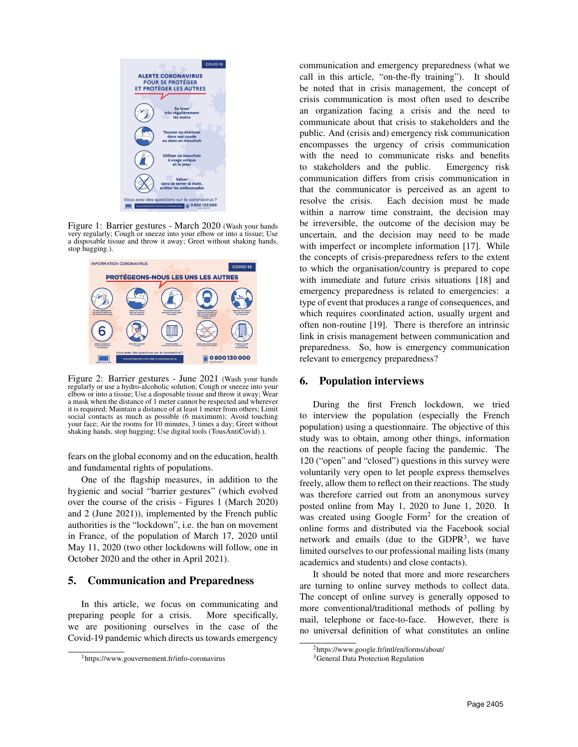Figure 1: Barrier gestures - March 2020 (Wash your hands very regularly; Cough or sneeze into your elbow or into a tissue; Use a disposable tissue and throw it away; Greet without shaking hands, stop hugging.).

Figure 2: Barrier gestures - June 2021 (Wash your hands regularly or use a hydro-alcoholic solution; Cough or sneeze into your elbow or into a tissue; Use a disposable tissue and throw it away; Wear a mask when the distance of 1 meter cannot be respected and wherever it is required; Maintain a distance of at least 1 meter from others; Limit social contacts as much as possible (6 maximum); Avoid touching your face; Air the rooms for 10 minutes, 3 times a day; Greet without shaking hands, stop hugging; Use digital tools (TousAntiCovid).).

fears on the global economy and on the education, health and fundamental rights of populations.

One of the flagship measures, in addition to the hygienic and social "barrier gestures" (which evolved over the course of the crisis - Figures 1 (March 2020) and 2 (June 2021)), implemented by the French public authorities is the "lockdown", i.e. the ban on movement in France, of the population of March 17, 2020 until May 11, 2020 (two other lockdowns will follow, one in October 2020 and the other in April 2021).

## 5. Communication and Preparedness

In this article, we focus on communicating and preparing people for a crisis. More specifically, we are positioning ourselves in the case of the Covid-19 pandemic which directs us towards emergency communication and emergency preparedness (what we call in this article, "on-the-fly training"). It should be noted that in crisis management, the concept of crisis communication is most often used to describe an organization facing a crisis and the need to communicate about that crisis to stakeholders and the public. And (crisis and) emergency risk communication encompasses the urgency of crisis communication with the need to communicate risks and benefits to stakeholders and the public. Emergency risk communication differs from crisis communication in that the communicator is perceived as an agent to resolve the crisis. Each decision must be made within a narrow time constraint, the decision may be irreversible, the outcome of the decision may be uncertain, and the decision may need to be made with imperfect or incomplete information [17]. While the concepts of crisis-preparedness refers to the extent to which the organisation/country is prepared to cope with immediate and future crisis situations [18] and emergency preparedness is related to emergencies: a type of event that produces a range of consequences, and which requires coordinated action, usually urgent and often non-routine [19]. There is therefore an intrinsic link in crisis management between communication and preparedness. So, how is emergency communication relevant to emergency preparedness?

## 6. Population interviews

During the first French lockdown, we tried to interview the population (especially the French population) using a questionnaire. The objective of this study was to obtain, among other things, information on the reactions of people facing the pandemic. The 120 ("open" and "closed") questions in this survey were voluntarily very open to let people express themselves freely, allow them to reflect on their reactions. The study was therefore carried out from an anonymous survey posted online from May 1, 2020 to June 1, 2020. It was created using Google Form[2] for the creation of online forms and distributed via the Facebook social network and emails (due to the GDPR[3], we have limited ourselves to our professional mailing lists (many academics and students) and close contacts).

It should be noted that more and more researchers are turning to online survey methods to collect data. The concept of online survey is generally opposed to more conventional/traditional methods of polling by mail, telephone or face-to-face. However, there is no universal definition of what constitutes an online

[1] https://www.gouvernement.fr/info-coronavirus

[2] https://www.google.fr/intl/en/forms/about/

[3] General Data Protection Regulation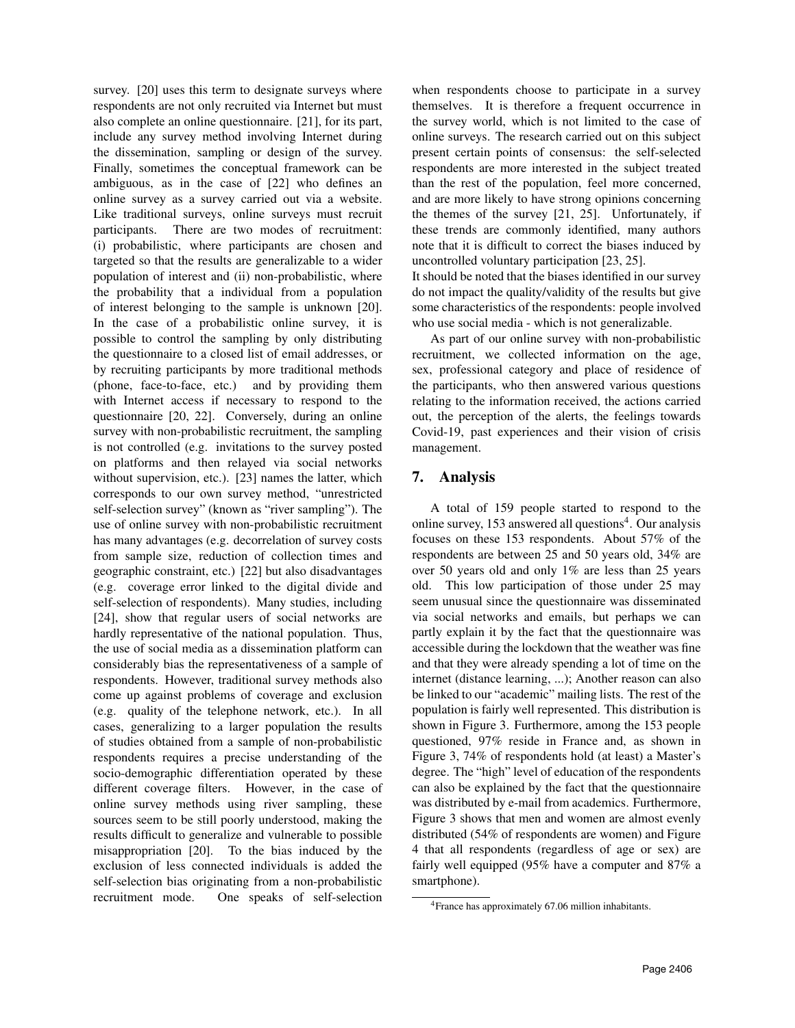survey. [20] uses this term to designate surveys where respondents are not only recruited via Internet but must also complete an online questionnaire. [21], for its part, include any survey method involving Internet during the dissemination, sampling or design of the survey. Finally, sometimes the conceptual framework can be ambiguous, as in the case of [22] who defines an online survey as a survey carried out via a website. Like traditional surveys, online surveys must recruit participants. There are two modes of recruitment: (i) probabilistic, where participants are chosen and targeted so that the results are generalizable to a wider population of interest and (ii) non-probabilistic, where the probability that a individual from a population of interest belonging to the sample is unknown [20]. In the case of a probabilistic online survey, it is possible to control the sampling by only distributing the questionnaire to a closed list of email addresses, or by recruiting participants by more traditional methods (phone, face-to-face, etc.) and by providing them with Internet access if necessary to respond to the questionnaire [20, 22]. Conversely, during an online survey with non-probabilistic recruitment, the sampling is not controlled (e.g. invitations to the survey posted on platforms and then relayed via social networks without supervision, etc.). [23] names the latter, which corresponds to our own survey method, "unrestricted self-selection survey" (known as "river sampling"). The use of online survey with non-probabilistic recruitment has many advantages (e.g. decorrelation of survey costs from sample size, reduction of collection times and geographic constraint, etc.) [22] but also disadvantages (e.g. coverage error linked to the digital divide and self-selection of respondents). Many studies, including [24], show that regular users of social networks are hardly representative of the national population. Thus, the use of social media as a dissemination platform can considerably bias the representativeness of a sample of respondents. However, traditional survey methods also come up against problems of coverage and exclusion (e.g. quality of the telephone network, etc.). In all cases, generalizing to a larger population the results of studies obtained from a sample of non-probabilistic respondents requires a precise understanding of the socio-demographic differentiation operated by these different coverage filters. However, in the case of online survey methods using river sampling, these sources seem to be still poorly understood, making the results difficult to generalize and vulnerable to possible misappropriation [20]. To the bias induced by the exclusion of less connected individuals is added the self-selection bias originating from a non-probabilistic recruitment mode. One speaks of self-selection when respondents choose to participate in a survey themselves. It is therefore a frequent occurrence in the survey world, which is not limited to the case of online surveys. The research carried out on this subject present certain points of consensus: the self-selected respondents are more interested in the subject treated than the rest of the population, feel more concerned, and are more likely to have strong opinions concerning the themes of the survey [21, 25]. Unfortunately, if these trends are commonly identified, many authors note that it is difficult to correct the biases induced by uncontrolled voluntary participation [23, 25].

It should be noted that the biases identified in our survey do not impact the quality/validity of the results but give some characteristics of the respondents: people involved who use social media - which is not generalizable.

As part of our online survey with non-probabilistic recruitment, we collected information on the age, sex, professional category and place of residence of the participants, who then answered various questions relating to the information received, the actions carried out, the perception of the alerts, the feelings towards Covid-19, past experiences and their vision of crisis management.

## 7. Analysis

A total of 159 people started to respond to the online survey, 153 answered all questions[4]. Our analysis focuses on these 153 respondents. About 57% of the respondents are between 25 and 50 years old, 34% are over 50 years old and only 1% are less than 25 years old. This low participation of those under 25 may seem unusual since the questionnaire was disseminated via social networks and emails, but perhaps we can partly explain it by the fact that the questionnaire was accessible during the lockdown that the weather was fine and that they were already spending a lot of time on the internet (distance learning, ...); Another reason can also be linked to our "academic" mailing lists. The rest of the population is fairly well represented. This distribution is shown in Figure 3. Furthermore, among the 153 people questioned, 97% reside in France and, as shown in Figure 3, 74% of respondents hold (at least) a Master's degree. The "high" level of education of the respondents can also be explained by the fact that the questionnaire was distributed by e-mail from academics. Furthermore, Figure 3 shows that men and women are almost evenly distributed (54% of respondents are women) and Figure 4 that all respondents (regardless of age or sex) are fairly well equipped (95% have a computer and 87% a smartphone).

[4] France has approximately 67.06 million inhabitants.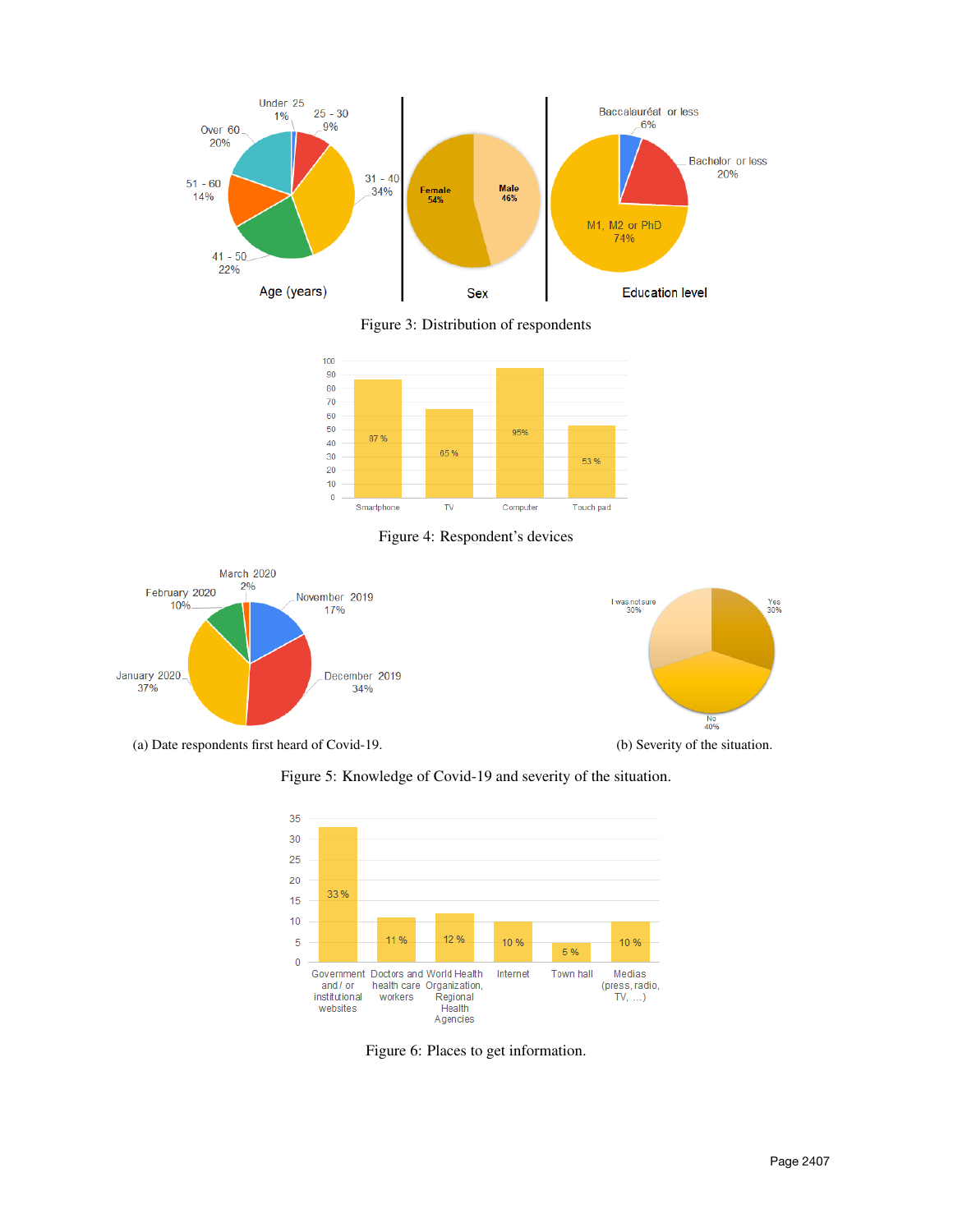Figure 3: Distribution of respondents

Figure 4: Respondent's devices

(a) Date respondents first heard of Covid-19.

(b) Severity of the situation.

Figure 5: Knowledge of Covid-19 and severity of the situation.

Figure 6: Places to get information.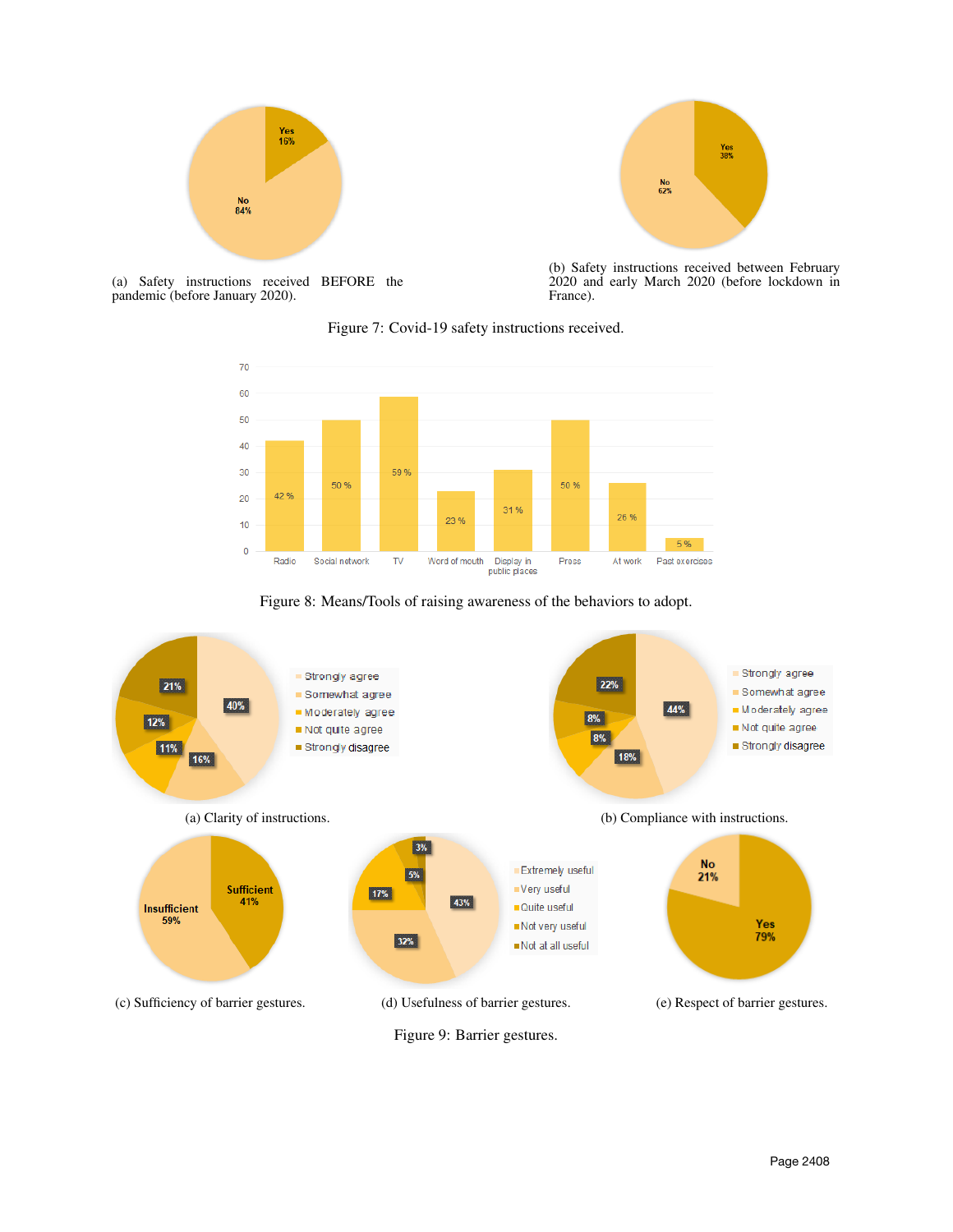(a) Safety instructions received BEFORE the pandemic (before January 2020).

(b) Safety instructions received between February 2020 and early March 2020 (before lockdown in France).

Figure 7: Covid-19 safety instructions received.

Figure 8: Means/Tools of raising awareness of the behaviors to adopt.

(a) Clarity of instructions.

(b) Compliance with instructions.

(c) Sufficiency of barrier gestures.

(d) Usefulness of barrier gestures.

(e) Respect of barrier gestures.

Figure 9: Barrier gestures.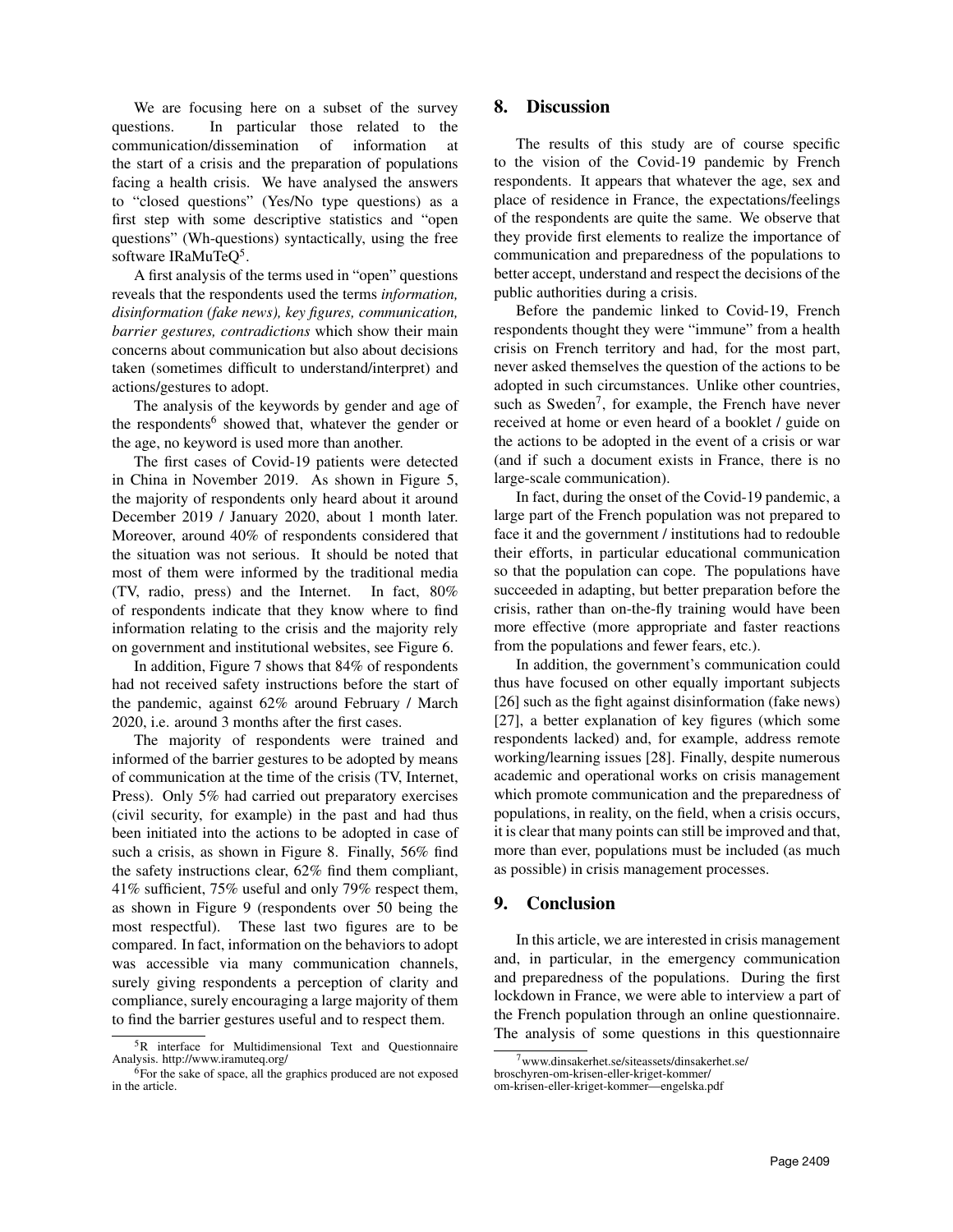We are focusing here on a subset of the survey questions. In particular those related to the communication/dissemination of information at the start of a crisis and the preparation of populations facing a health crisis. We have analysed the answers to "closed questions" (Yes/No type questions) as a first step with some descriptive statistics and "open questions" (Wh-questions) syntactically, using the free software IRaMuTeQ[5].

A first analysis of the terms used in "open" questions reveals that the respondents used the terms *information, disinformation (fake news), key figures, communication, barrier gestures, contradictions* which show their main concerns about communication but also about decisions taken (sometimes difficult to understand/interpret) and actions/gestures to adopt.

The analysis of the keywords by gender and age of the respondents[6] showed that, whatever the gender or the age, no keyword is used more than another.

The first cases of Covid-19 patients were detected in China in November 2019. As shown in Figure 5, the majority of respondents only heard about it around December 2019 / January 2020, about 1 month later. Moreover, around 40% of respondents considered that the situation was not serious. It should be noted that most of them were informed by the traditional media (TV, radio, press) and the Internet. In fact, 80% of respondents indicate that they know where to find information relating to the crisis and the majority rely on government and institutional websites, see Figure 6.

In addition, Figure 7 shows that 84% of respondents had not received safety instructions before the start of the pandemic, against 62% around February / March 2020, i.e. around 3 months after the first cases.

The majority of respondents were trained and informed of the barrier gestures to be adopted by means of communication at the time of the crisis (TV, Internet, Press). Only 5% had carried out preparatory exercises (civil security, for example) in the past and had thus been initiated into the actions to be adopted in case of such a crisis, as shown in Figure 8. Finally, 56% find the safety instructions clear, 62% find them compliant, 41% sufficient, 75% useful and only 79% respect them, as shown in Figure 9 (respondents over 50 being the most respectful). These last two figures are to be compared. In fact, information on the behaviors to adopt was accessible via many communication channels, surely giving respondents a perception of clarity and compliance, surely encouraging a large majority of them to find the barrier gestures useful and to respect them.

[5] R interface for Multidimensional Text and Questionnaire Analysis. http://www.iramuteq.org/

[6] For the sake of space, all the graphics produced are not exposed in the article.

## 8. Discussion

The results of this study are of course specific to the vision of the Covid-19 pandemic by French respondents. It appears that whatever the age, sex and place of residence in France, the expectations/feelings of the respondents are quite the same. We observe that they provide first elements to realize the importance of communication and preparedness of the populations to better accept, understand and respect the decisions of the public authorities during a crisis.

Before the pandemic linked to Covid-19, French respondents thought they were "immune" from a health crisis on French territory and had, for the most part, never asked themselves the question of the actions to be adopted in such circumstances. Unlike other countries, such as Sweden[7], for example, the French have never received at home or even heard of a booklet / guide on the actions to be adopted in the event of a crisis or war (and if such a document exists in France, there is no large-scale communication).

In fact, during the onset of the Covid-19 pandemic, a large part of the French population was not prepared to face it and the government / institutions had to redouble their efforts, in particular educational communication so that the population can cope. The populations have succeeded in adapting, but better preparation before the crisis, rather than on-the-fly training would have been more effective (more appropriate and faster reactions from the populations and fewer fears, etc.).

In addition, the government's communication could thus have focused on other equally important subjects [26] such as the fight against disinformation (fake news) [27], a better explanation of key figures (which some respondents lacked) and, for example, address remote working/learning issues [28]. Finally, despite numerous academic and operational works on crisis management which promote communication and the preparedness of populations, in reality, on the field, when a crisis occurs, it is clear that many points can still be improved and that, more than ever, populations must be included (as much as possible) in crisis management processes.

## 9. Conclusion

In this article, we are interested in crisis management and, in particular, in the emergency communication and preparedness of the populations. During the first lockdown in France, we were able to interview a part of the French population through an online questionnaire. The analysis of some questions in this questionnaire

[7] www.dinsakerhet.se/siteassets/dinsakerhet.se/broschyren-om-krisen-eller-kriget-kommer/om-krisen-eller-kriget-kommer—engelska.pdf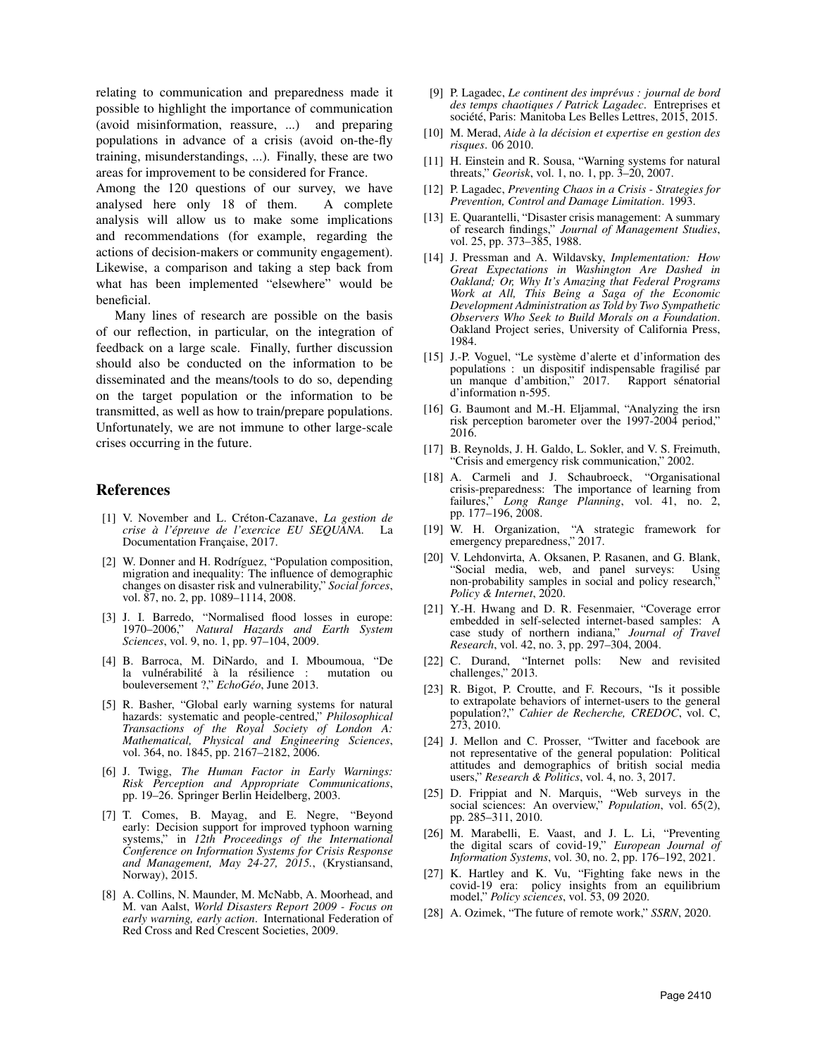relating to communication and preparedness made it possible to highlight the importance of communication (avoid misinformation, reassure, ...) and preparing populations in advance of a crisis (avoid on-the-fly training, misunderstandings, ...). Finally, these are two areas for improvement to be considered for France.

Among the 120 questions of our survey, we have analysed here only 18 of them. A complete analysis will allow us to make some implications and recommendations (for example, regarding the actions of decision-makers or community engagement). Likewise, a comparison and taking a step back from what has been implemented "elsewhere" would be beneficial.

Many lines of research are possible on the basis of our reflection, in particular, on the integration of feedback on a large scale. Finally, further discussion should also be conducted on the information to be disseminated and the means/tools to do so, depending on the target population or the information to be transmitted, as well as how to train/prepare populations. Unfortunately, we are not immune to other large-scale crises occurring in the future.

## References

[1] V. November and L. Créton-Cazanave, *La gestion de crise à l'épreuve de l'exercice EU SEQUANA*. La Documentation Française, 2017.

[2] W. Donner and H. Rodríguez, "Population composition, migration and inequality: The influence of demographic changes on disaster risk and vulnerability," *Social forces*, vol. 87, no. 2, pp. 1089–1114, 2008.

[3] J. I. Barredo, "Normalised flood losses in europe: 1970–2006," *Natural Hazards and Earth System Sciences*, vol. 9, no. 1, pp. 97–104, 2009.

[4] B. Barroca, M. DiNardo, and I. Mboumoua, "De la vulnérabilité à la résilience : mutation ou bouleversement ?," *EchoGéo*, June 2013.

[5] R. Basher, "Global early warning systems for natural hazards: systematic and people-centred," *Philosophical Transactions of the Royal Society of London A: Mathematical, Physical and Engineering Sciences*, vol. 364, no. 1845, pp. 2167–2182, 2006.

[6] J. Twigg, *The Human Factor in Early Warnings: Risk Perception and Appropriate Communications*, pp. 19–26. Springer Berlin Heidelberg, 2003.

[7] T. Comes, B. Mayag, and E. Negre, "Beyond early: Decision support for improved typhoon warning systems," in *12th Proceedings of the International Conference on Information Systems for Crisis Response and Management, May 24-27, 2015.*, (Krystiansand, Norway), 2015.

[8] A. Collins, N. Maunder, M. McNabb, A. Moorhead, and M. van Aalst, *World Disasters Report 2009 - Focus on early warning, early action*. International Federation of Red Cross and Red Crescent Societies, 2009.

[9] P. Lagadec, *Le continent des imprévus : journal de bord des temps chaotiques / Patrick Lagadec*. Entreprises et société, Paris: Manitoba Les Belles Lettres, 2015, 2015.

[10] M. Merad, *Aide à la décision et expertise en gestion des risques*. 06 2010.

[11] H. Einstein and R. Sousa, "Warning systems for natural threats," *Georisk*, vol. 1, no. 1, pp. 3–20, 2007.

[12] P. Lagadec, *Preventing Chaos in a Crisis - Strategies for Prevention, Control and Damage Limitation*. 1993.

[13] E. Quarantelli, "Disaster crisis management: A summary of research findings," *Journal of Management Studies*, vol. 25, pp. 373–385, 1988.

[14] J. Pressman and A. Wildavsky, *Implementation: How Great Expectations in Washington Are Dashed in Oakland; Or, Why It's Amazing that Federal Programs Work at All, This Being a Saga of the Economic Development Administration as Told by Two Sympathetic Observers Who Seek to Build Morals on a Foundation*. Oakland Project series, University of California Press, 1984.

[15] J.-P. Voguel, "Le système d'alerte et d'information des populations : un dispositif indispensable fragilisé par un manque d'ambition," 2017. Rapport sénatorial d'information n-595.

[16] G. Baumont and M.-H. Eljammal, "Analyzing the irsn risk perception barometer over the 1997-2004 period," 2016.

[17] B. Reynolds, J. H. Galdo, L. Sokler, and V. S. Freimuth, "Crisis and emergency risk communication," 2002.

[18] A. Carmeli and J. Schaubroeck, "Organisational crisis-preparedness: The importance of learning from failures," *Long Range Planning*, vol. 41, no. 2, pp. 177–196, 2008.

[19] W. H. Organization, "A strategic framework for emergency preparedness," 2017.

[20] V. Lehdonvirta, A. Oksanen, P. Rasanen, and G. Blank, "Social media, web, and panel surveys: Using non-probability samples in social and policy research," *Policy & Internet*, 2020.

[21] Y.-H. Hwang and D. R. Fesenmaier, "Coverage error embedded in self-selected internet-based samples: A case study of northern indiana," *Journal of Travel Research*, vol. 42, no. 3, pp. 297–304, 2004.

[22] C. Durand, "Internet polls: New and revisited challenges," 2013.

[23] R. Bigot, P. Croutte, and F. Recours, "Is it possible to extrapolate behaviors of internet-users to the general population?," *Cahier de Recherche, CREDOC*, vol. C, 273, 2010.

[24] J. Mellon and C. Prosser, "Twitter and facebook are not representative of the general population: Political attitudes and demographics of british social media users," *Research & Politics*, vol. 4, no. 3, 2017.

[25] D. Frippiat and N. Marquis, "Web surveys in the social sciences: An overview," *Population*, vol. 65(2), pp. 285–311, 2010.

[26] M. Marabelli, E. Vaast, and J. L. Li, "Preventing the digital scars of covid-19," *European Journal of Information Systems*, vol. 30, no. 2, pp. 176–192, 2021.

[27] K. Hartley and K. Vu, "Fighting fake news in the covid-19 era: policy insights from an equilibrium model," *Policy sciences*, vol. 53, 09 2020.

[28] A. Ozimek, "The future of remote work," *SSRN*, 2020.